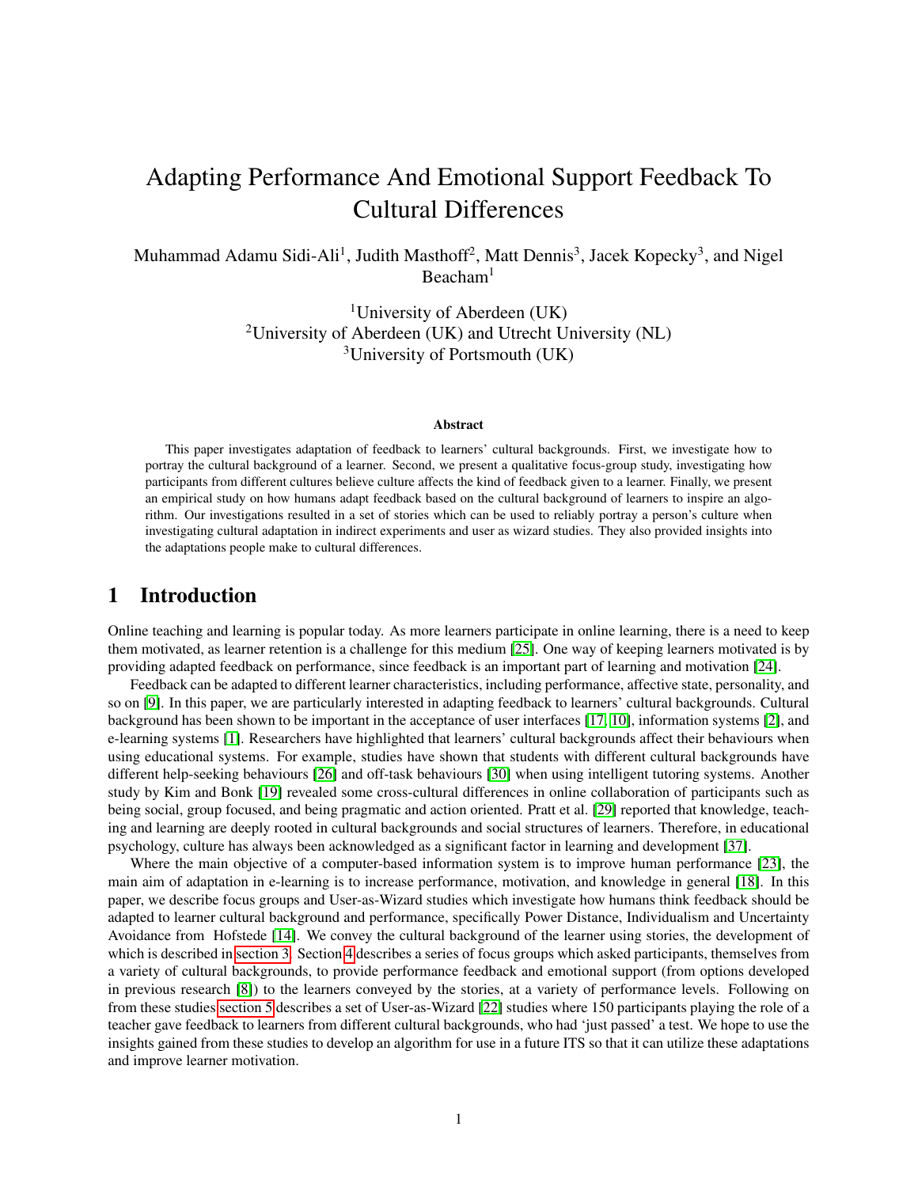# Adapting Performance And Emotional Support Feedback To Cultural Differences

Muhammad Adamu Sidi-Ali[1], Judith Masthoff[2], Matt Dennis[3], Jacek Kopecky[3], and Nigel Beacham[1]

[1]University of Aberdeen (UK)
[2]University of Aberdeen (UK) and Utrecht University (NL)
[3]University of Portsmouth (UK)

### Abstract

This paper investigates adaptation of feedback to learners' cultural backgrounds. First, we investigate how to portray the cultural background of a learner. Second, we present a qualitative focus-group study, investigating how participants from different cultures believe culture affects the kind of feedback given to a learner. Finally, we present an empirical study on how humans adapt feedback based on the cultural background of learners to inspire an algorithm. Our investigations resulted in a set of stories which can be used to reliably portray a person's culture when investigating cultural adaptation in indirect experiments and user as wizard studies. They also provided insights into the adaptations people make to cultural differences.

## 1 Introduction

Online teaching and learning is popular today. As more learners participate in online learning, there is a need to keep them motivated, as learner retention is a challenge for this medium [25]. One way of keeping learners motivated is by providing adapted feedback on performance, since feedback is an important part of learning and motivation [24].

Feedback can be adapted to different learner characteristics, including performance, affective state, personality, and so on [9]. In this paper, we are particularly interested in adapting feedback to learners' cultural backgrounds. Cultural background has been shown to be important in the acceptance of user interfaces [17, 10], information systems [2], and e-learning systems [1]. Researchers have highlighted that learners' cultural backgrounds affect their behaviours when using educational systems. For example, studies have shown that students with different cultural backgrounds have different help-seeking behaviours [26] and off-task behaviours [30] when using intelligent tutoring systems. Another study by Kim and Bonk [19] revealed some cross-cultural differences in online collaboration of participants such as being social, group focused, and being pragmatic and action oriented. Pratt et al. [29] reported that knowledge, teaching and learning are deeply rooted in cultural backgrounds and social structures of learners. Therefore, in educational psychology, culture has always been acknowledged as a significant factor in learning and development [37].

Where the main objective of a computer-based information system is to improve human performance [23], the main aim of adaptation in e-learning is to increase performance, motivation, and knowledge in general [18]. In this paper, we describe focus groups and User-as-Wizard studies which investigate how humans think feedback should be adapted to learner cultural background and performance, specifically Power Distance, Individualism and Uncertainty Avoidance from Hofstede [14]. We convey the cultural background of the learner using stories, the development of which is described in section 3. Section 4 describes a series of focus groups which asked participants, themselves from a variety of cultural backgrounds, to provide performance feedback and emotional support (from options developed in previous research [8]) to the learners conveyed by the stories, at a variety of performance levels. Following on from these studies section 5 describes a set of User-as-Wizard [22] studies where 150 participants playing the role of a teacher gave feedback to learners from different cultural backgrounds, who had 'just passed' a test. We hope to use the insights gained from these studies to develop an algorithm for use in a future ITS so that it can utilize these adaptations and improve learner motivation.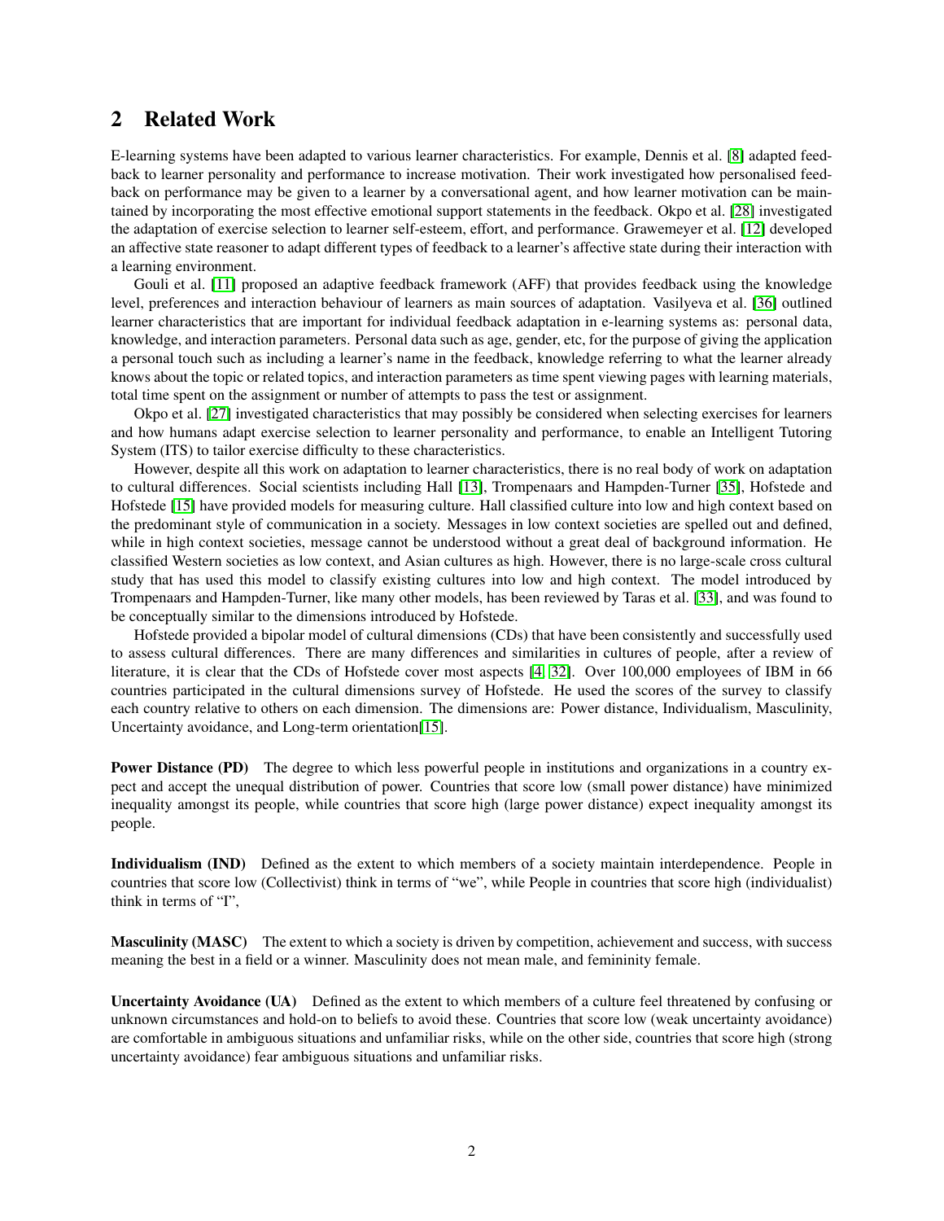## 2 Related Work

E-learning systems have been adapted to various learner characteristics. For example, Dennis et al. [8] adapted feedback to learner personality and performance to increase motivation. Their work investigated how personalised feedback on performance may be given to a learner by a conversational agent, and how learner motivation can be maintained by incorporating the most effective emotional support statements in the feedback. Okpo et al. [28] investigated the adaptation of exercise selection to learner self-esteem, effort, and performance. Grawemeyer et al. [12] developed an affective state reasoner to adapt different types of feedback to a learner's affective state during their interaction with a learning environment.

Gouli et al. [11] proposed an adaptive feedback framework (AFF) that provides feedback using the knowledge level, preferences and interaction behaviour of learners as main sources of adaptation. Vasilyeva et al. [36] outlined learner characteristics that are important for individual feedback adaptation in e-learning systems as: personal data, knowledge, and interaction parameters. Personal data such as age, gender, etc, for the purpose of giving the application a personal touch such as including a learner's name in the feedback, knowledge referring to what the learner already knows about the topic or related topics, and interaction parameters as time spent viewing pages with learning materials, total time spent on the assignment or number of attempts to pass the test or assignment.

Okpo et al. [27] investigated characteristics that may possibly be considered when selecting exercises for learners and how humans adapt exercise selection to learner personality and performance, to enable an Intelligent Tutoring System (ITS) to tailor exercise difficulty to these characteristics.

However, despite all this work on adaptation to learner characteristics, there is no real body of work on adaptation to cultural differences. Social scientists including Hall [13], Trompenaars and Hampden-Turner [35], Hofstede and Hofstede [15] have provided models for measuring culture. Hall classified culture into low and high context based on the predominant style of communication in a society. Messages in low context societies are spelled out and defined, while in high context societies, message cannot be understood without a great deal of background information. He classified Western societies as low context, and Asian cultures as high. However, there is no large-scale cross cultural study that has used this model to classify existing cultures into low and high context. The model introduced by Trompenaars and Hampden-Turner, like many other models, has been reviewed by Taras et al. [33], and was found to be conceptually similar to the dimensions introduced by Hofstede.

Hofstede provided a bipolar model of cultural dimensions (CDs) that have been consistently and successfully used to assess cultural differences. There are many differences and similarities in cultures of people, after a review of literature, it is clear that the CDs of Hofstede cover most aspects [4, 32]. Over 100,000 employees of IBM in 66 countries participated in the cultural dimensions survey of Hofstede. He used the scores of the survey to classify each country relative to others on each dimension. The dimensions are: Power distance, Individualism, Masculinity, Uncertainty avoidance, and Long-term orientation[15].

**Power Distance (PD)** The degree to which less powerful people in institutions and organizations in a country expect and accept the unequal distribution of power. Countries that score low (small power distance) have minimized inequality amongst its people, while countries that score high (large power distance) expect inequality amongst its people.

**Individualism (IND)** Defined as the extent to which members of a society maintain interdependence. People in countries that score low (Collectivist) think in terms of "we", while People in countries that score high (individualist) think in terms of "I",

**Masculinity (MASC)** The extent to which a society is driven by competition, achievement and success, with success meaning the best in a field or a winner. Masculinity does not mean male, and femininity female.

**Uncertainty Avoidance (UA)** Defined as the extent to which members of a culture feel threatened by confusing or unknown circumstances and hold-on to beliefs to avoid these. Countries that score low (weak uncertainty avoidance) are comfortable in ambiguous situations and unfamiliar risks, while on the other side, countries that score high (strong uncertainty avoidance) fear ambiguous situations and unfamiliar risks.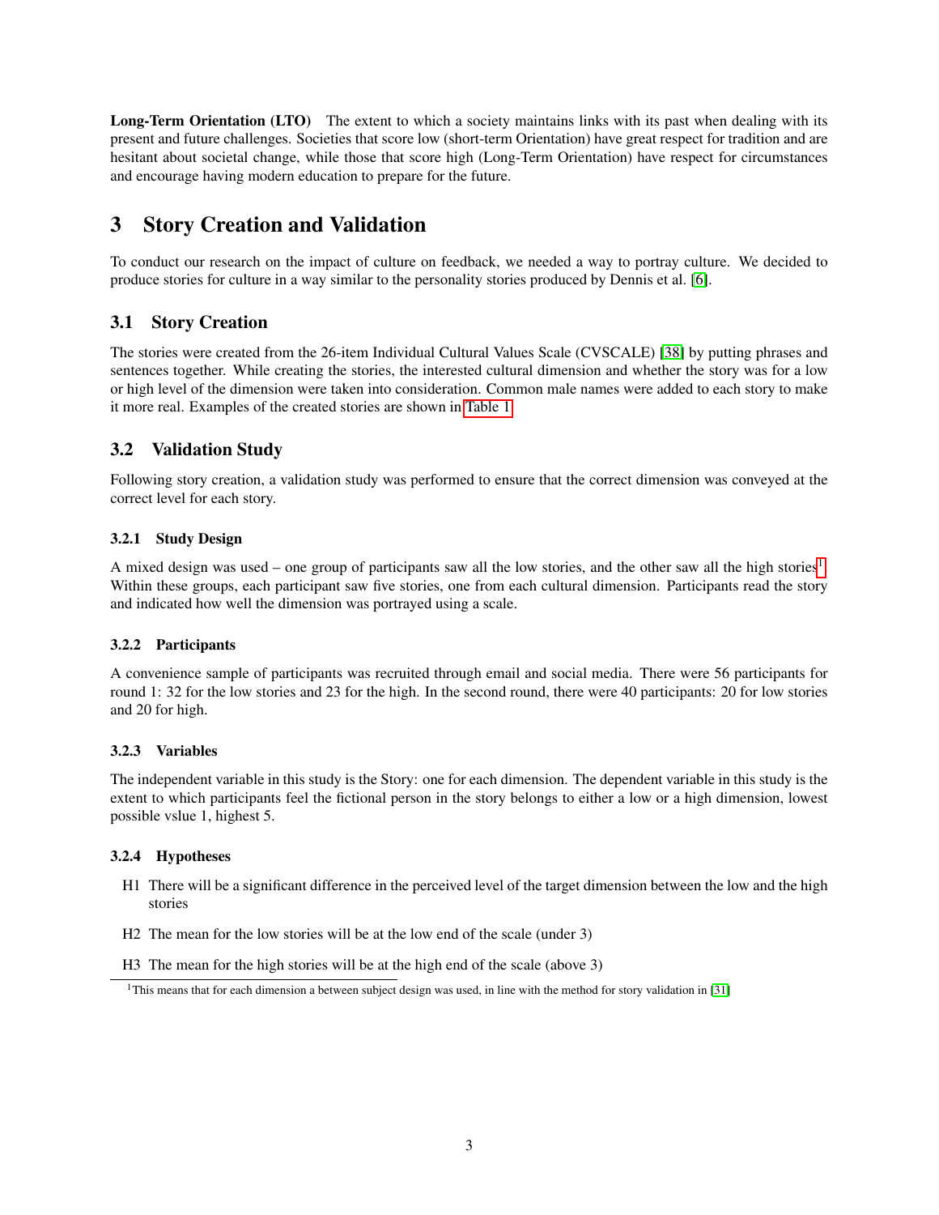**Long-Term Orientation (LTO)** The extent to which a society maintains links with its past when dealing with its present and future challenges. Societies that score low (short-term Orientation) have great respect for tradition and are hesitant about societal change, while those that score high (Long-Term Orientation) have respect for circumstances and encourage having modern education to prepare for the future.

# 3 Story Creation and Validation

To conduct our research on the impact of culture on feedback, we needed a way to portray culture. We decided to produce stories for culture in a way similar to the personality stories produced by Dennis et al. [6].

## 3.1 Story Creation

The stories were created from the 26-item Individual Cultural Values Scale (CVSCALE) [38] by putting phrases and sentences together. While creating the stories, the interested cultural dimension and whether the story was for a low or high level of the dimension were taken into consideration. Common male names were added to each story to make it more real. Examples of the created stories are shown in Table 1.

## 3.2 Validation Study

Following story creation, a validation study was performed to ensure that the correct dimension was conveyed at the correct level for each story.

### 3.2.1 Study Design

A mixed design was used – one group of participants saw all the low stories, and the other saw all the high stories[1]. Within these groups, each participant saw five stories, one from each cultural dimension. Participants read the story and indicated how well the dimension was portrayed using a scale.

### 3.2.2 Participants

A convenience sample of participants was recruited through email and social media. There were 56 participants for round 1: 32 for the low stories and 23 for the high. In the second round, there were 40 participants: 20 for low stories and 20 for high.

### 3.2.3 Variables

The independent variable in this study is the Story: one for each dimension. The dependent variable in this study is the extent to which participants feel the fictional person in the story belongs to either a low or a high dimension, lowest possible vslue 1, highest 5.

### 3.2.4 Hypotheses

- H1 There will be a significant difference in the perceived level of the target dimension between the low and the high stories
- H2 The mean for the low stories will be at the low end of the scale (under 3)
- H3 The mean for the high stories will be at the high end of the scale (above 3)

[1] This means that for each dimension a between subject design was used, in line with the method for story validation in [31]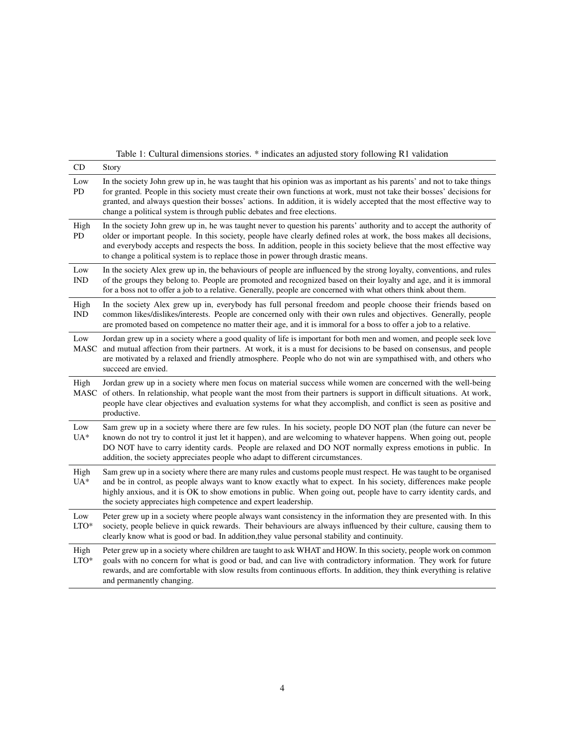Table 1: Cultural dimensions stories. * indicates an adjusted story following R1 validation

| CD | Story |
|---|---|
| Low PD | In the society John grew up in, he was taught that his opinion was as important as his parents' and not to take things for granted. People in this society must create their own functions at work, must not take their bosses' decisions for granted, and always question their bosses' actions. In addition, it is widely accepted that the most effective way to change a political system is through public debates and free elections. |
| High PD | In the society John grew up in, he was taught never to question his parents' authority and to accept the authority of older or important people. In this society, people have clearly defined roles at work, the boss makes all decisions, and everybody accepts and respects the boss. In addition, people in this society believe that the most effective way to change a political system is to replace those in power through drastic means. |
| Low IND | In the society Alex grew up in, the behaviours of people are influenced by the strong loyalty, conventions, and rules of the groups they belong to. People are promoted and recognized based on their loyalty and age, and it is immoral for a boss not to offer a job to a relative. Generally, people are concerned with what others think about them. |
| High IND | In the society Alex grew up in, everybody has full personal freedom and people choose their friends based on common likes/dislikes/interests. People are concerned only with their own rules and objectives. Generally, people are promoted based on competence no matter their age, and it is immoral for a boss to offer a job to a relative. |
| Low MASC | Jordan grew up in a society where a good quality of life is important for both men and women, and people seek love and mutual affection from their partners. At work, it is a must for decisions to be based on consensus, and people are motivated by a relaxed and friendly atmosphere. People who do not win are sympathised with, and others who succeed are envied. |
| High MASC | Jordan grew up in a society where men focus on material success while women are concerned with the well-being of others. In relationship, what people want the most from their partners is support in difficult situations. At work, people have clear objectives and evaluation systems for what they accomplish, and conflict is seen as positive and productive. |
| Low UA* | Sam grew up in a society where there are few rules. In his society, people DO NOT plan (the future can never be known do not try to control it just let it happen), and are welcoming to whatever happens. When going out, people DO NOT have to carry identity cards. People are relaxed and DO NOT normally express emotions in public. In addition, the society appreciates people who adapt to different circumstances. |
| High UA* | Sam grew up in a society where there are many rules and customs people must respect. He was taught to be organised and be in control, as people always want to know exactly what to expect. In his society, differences make people highly anxious, and it is OK to show emotions in public. When going out, people have to carry identity cards, and the society appreciates high competence and expert leadership. |
| Low LTO* | Peter grew up in a society where people always want consistency in the information they are presented with. In this society, people believe in quick rewards. Their behaviours are always influenced by their culture, causing them to clearly know what is good or bad. In addition,they value personal stability and continuity. |
| High LTO* | Peter grew up in a society where children are taught to ask WHAT and HOW. In this society, people work on common goals with no concern for what is good or bad, and can live with contradictory information. They work for future rewards, and are comfortable with slow results from continuous efforts. In addition, they think everything is relative and permanently changing. |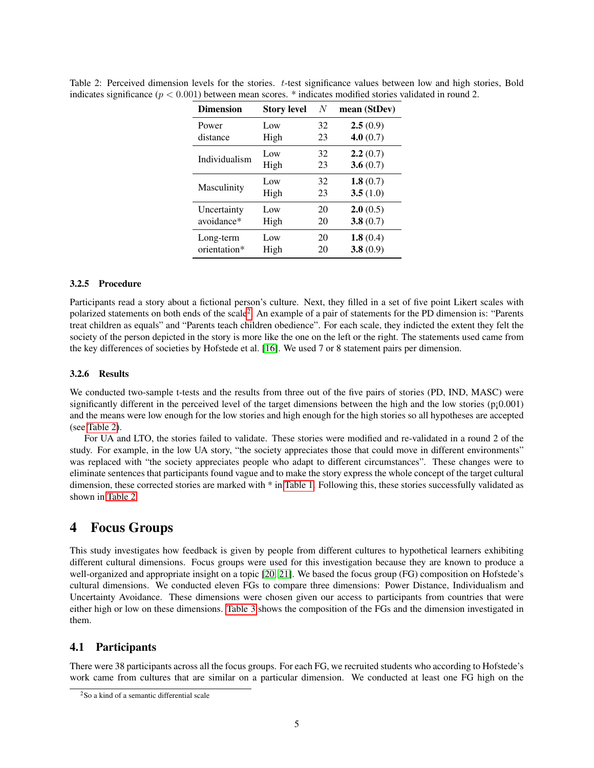Table 2: Perceived dimension levels for the stories. $t$-test significance values between low and high stories, Bold indicates significance ($p < 0.001$) between mean scores. * indicates modified stories validated in round 2.

| Dimension | Story level | $N$ | mean (StDev) |
|---|---|---|---|
| Power distance | Low | 32 | **2.5** (0.9) |
| | High | 23 | **4.0** (0.7) |
| Individualism | Low | 32 | **2.2** (0.7) |
| | High | 23 | **3.6** (0.7) |
| Masculinity | Low | 32 | **1.8** (0.7) |
| | High | 23 | **3.5** (1.0) |
| Uncertainty avoidance* | Low | 20 | **2.0** (0.5) |
| | High | 20 | **3.8** (0.7) |
| Long-term orientation* | Low | 20 | **1.8** (0.4) |
| | High | 20 | **3.8** (0.9) |

#### 3.2.5 Procedure

Participants read a story about a fictional person's culture. Next, they filled in a set of five point Likert scales with polarized statements on both ends of the scale[2]. An example of a pair of statements for the PD dimension is: "Parents treat children as equals" and "Parents teach children obedience". For each scale, they indicted the extent they felt the society of the person depicted in the story is more like the one on the left or the right. The statements used came from the key differences of societies by Hofstede et al. [16]. We used 7 or 8 statement pairs per dimension.

#### 3.2.6 Results

We conducted two-sample t-tests and the results from three out of the five pairs of stories (PD, IND, MASC) were significantly different in the perceived level of the target dimensions between the high and the low stories (p¡0.001) and the means were low enough for the low stories and high enough for the high stories so all hypotheses are accepted (see Table 2).

For UA and LTO, the stories failed to validate. These stories were modified and re-validated in a round 2 of the study. For example, in the low UA story, "the society appreciates those that could move in different environments" was replaced with "the society appreciates people and who adapt to different circumstances". These changes were to eliminate sentences that participants found vague and to make the story express the whole concept of the target cultural dimension, these corrected stories are marked with * in Table 1. Following this, these stories successfully validated as shown in Table 2.

# 4 Focus Groups

This study investigates how feedback is given by people from different cultures to hypothetical learners exhibiting different cultural dimensions. Focus groups were used for this investigation because they are known to produce a well-organized and appropriate insight on a topic [20, 21]. We based the focus group (FG) composition on Hofstede's cultural dimensions. We conducted eleven FGs to compare three dimensions: Power Distance, Individualism and Uncertainty Avoidance. These dimensions were chosen given our access to participants from countries that were either high or low on these dimensions. Table 3 shows the composition of the FGs and the dimension investigated in them.

## 4.1 Participants

There were 38 participants across all the focus groups. For each FG, we recruited students who according to Hofstede's work came from cultures that are similar on a particular dimension. We conducted at least one FG high on the

[2] So a kind of a semantic differential scale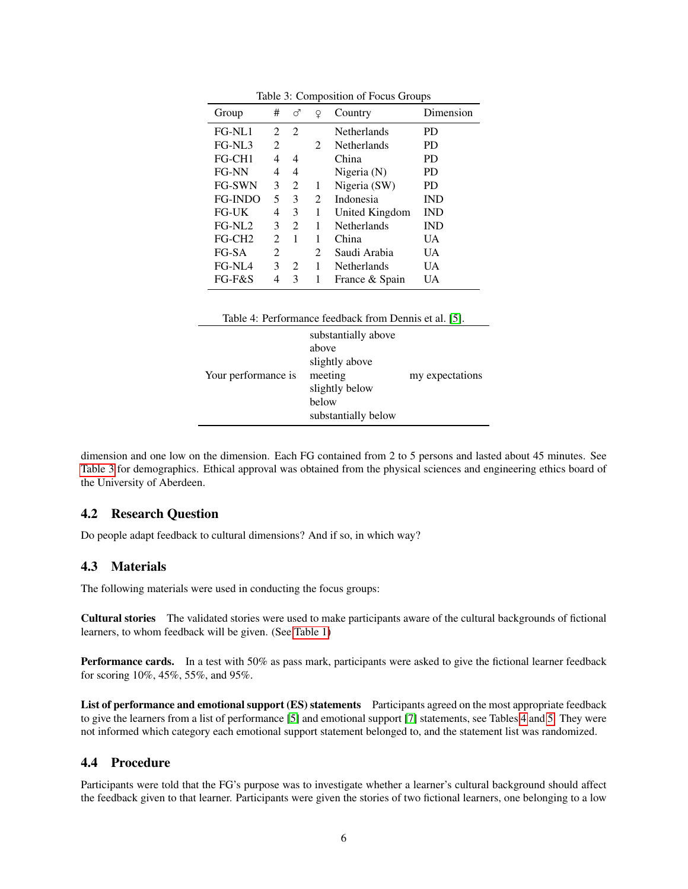Table 3: Composition of Focus Groups

| Group | # | ♂ | ♀ | Country | Dimension |
|---|---|---|---|---|---|
| FG-NL1 | 2 | 2 | | Netherlands | PD |
| FG-NL3 | 2 | | 2 | Netherlands | PD |
| FG-CH1 | 4 | 4 | | China | PD |
| FG-NN | 4 | 4 | | Nigeria (N) | PD |
| FG-SWN | 3 | 2 | 1 | Nigeria (SW) | PD |
| FG-INDO | 5 | 3 | 2 | Indonesia | IND |
| FG-UK | 4 | 3 | 1 | United Kingdom | IND |
| FG-NL2 | 3 | 2 | 1 | Netherlands | IND |
| FG-CH2 | 2 | 1 | 1 | China | UA |
| FG-SA | 2 | | 2 | Saudi Arabia | UA |
| FG-NL4 | 3 | 2 | 1 | Netherlands | UA |
| FG-F&S | 4 | 3 | 1 | France & Spain | UA |

Table 4: Performance feedback from Dennis et al. [5].

| | | |
|---|---|---|
| Your performance is | substantially above<br>above<br>slightly above<br>meeting<br>slightly below<br>below<br>substantially below | my expectations |

dimension and one low on the dimension. Each FG contained from 2 to 5 persons and lasted about 45 minutes. See Table 3 for demographics. Ethical approval was obtained from the physical sciences and engineering ethics board of the University of Aberdeen.

## 4.2 Research Question

Do people adapt feedback to cultural dimensions? And if so, in which way?

## 4.3 Materials

The following materials were used in conducting the focus groups:

**Cultural stories** The validated stories were used to make participants aware of the cultural backgrounds of fictional learners, to whom feedback will be given. (See Table 1)

**Performance cards.** In a test with 50% as pass mark, participants were asked to give the fictional learner feedback for scoring 10%, 45%, 55%, and 95%.

**List of performance and emotional support (ES) statements** Participants agreed on the most appropriate feedback to give the learners from a list of performance [5] and emotional support [7] statements, see Tables 4 and 5. They were not informed which category each emotional support statement belonged to, and the statement list was randomized.

## 4.4 Procedure

Participants were told that the FG's purpose was to investigate whether a learner's cultural background should affect the feedback given to that learner. Participants were given the stories of two fictional learners, one belonging to a low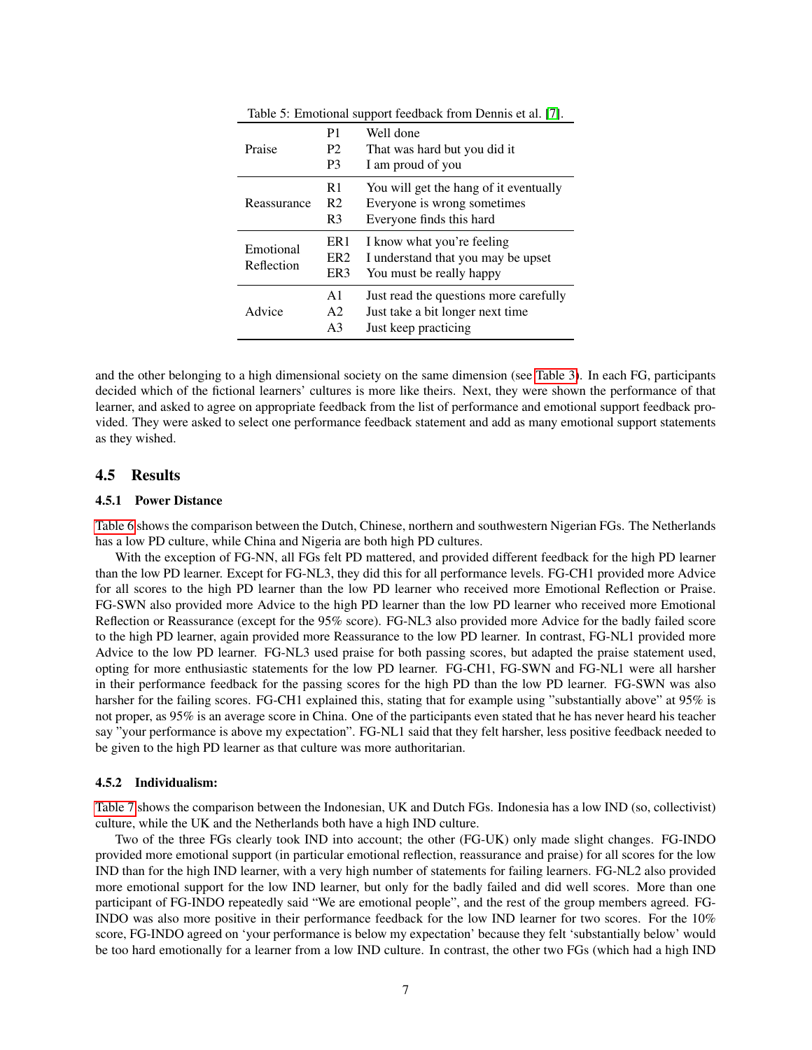Table 5: Emotional support feedback from Dennis et al. [7].

| | | |
|---|---|---|
| Praise | P1 | Well done |
| | P2 | That was hard but you did it |
| | P3 | I am proud of you |
| Reassurance | R1 | You will get the hang of it eventually |
| | R2 | Everyone is wrong sometimes |
| | R3 | Everyone finds this hard |
| Emotional Reflection | ER1 | I know what you're feeling |
| | ER2 | I understand that you may be upset |
| | ER3 | You must be really happy |
| Advice | A1 | Just read the questions more carefully |
| | A2 | Just take a bit longer next time |
| | A3 | Just keep practicing |

and the other belonging to a high dimensional society on the same dimension (see Table 3). In each FG, participants decided which of the fictional learners' cultures is more like theirs. Next, they were shown the performance of that learner, and asked to agree on appropriate feedback from the list of performance and emotional support feedback provided. They were asked to select one performance feedback statement and add as many emotional support statements as they wished.

## 4.5 Results

### 4.5.1 Power Distance

Table 6 shows the comparison between the Dutch, Chinese, northern and southwestern Nigerian FGs. The Netherlands has a low PD culture, while China and Nigeria are both high PD cultures.

With the exception of FG-NN, all FGs felt PD mattered, and provided different feedback for the high PD learner than the low PD learner. Except for FG-NL3, they did this for all performance levels. FG-CH1 provided more Advice for all scores to the high PD learner than the low PD learner who received more Emotional Reflection or Praise. FG-SWN also provided more Advice to the high PD learner than the low PD learner who received more Emotional Reflection or Reassurance (except for the 95% score). FG-NL3 also provided more Advice for the badly failed score to the high PD learner, again provided more Reassurance to the low PD learner. In contrast, FG-NL1 provided more Advice to the low PD learner. FG-NL3 used praise for both passing scores, but adapted the praise statement used, opting for more enthusiastic statements for the low PD learner. FG-CH1, FG-SWN and FG-NL1 were all harsher in their performance feedback for the passing scores for the high PD than the low PD learner. FG-SWN was also harsher for the failing scores. FG-CH1 explained this, stating that for example using "substantially above" at 95% is not proper, as 95% is an average score in China. One of the participants even stated that he has never heard his teacher say "your performance is above my expectation". FG-NL1 said that they felt harsher, less positive feedback needed to be given to the high PD learner as that culture was more authoritarian.

### 4.5.2 Individualism:

Table 7 shows the comparison between the Indonesian, UK and Dutch FGs. Indonesia has a low IND (so, collectivist) culture, while the UK and the Netherlands both have a high IND culture.

Two of the three FGs clearly took IND into account; the other (FG-UK) only made slight changes. FG-INDO provided more emotional support (in particular emotional reflection, reassurance and praise) for all scores for the low IND than for the high IND learner, with a very high number of statements for failing learners. FG-NL2 also provided more emotional support for the low IND learner, but only for the badly failed and did well scores. More than one participant of FG-INDO repeatedly said "We are emotional people", and the rest of the group members agreed. FG-INDO was also more positive in their performance feedback for the low IND learner for two scores. For the 10% score, FG-INDO agreed on 'your performance is below my expectation' because they felt 'substantially below' would be too hard emotionally for a learner from a low IND culture. In contrast, the other two FGs (which had a high IND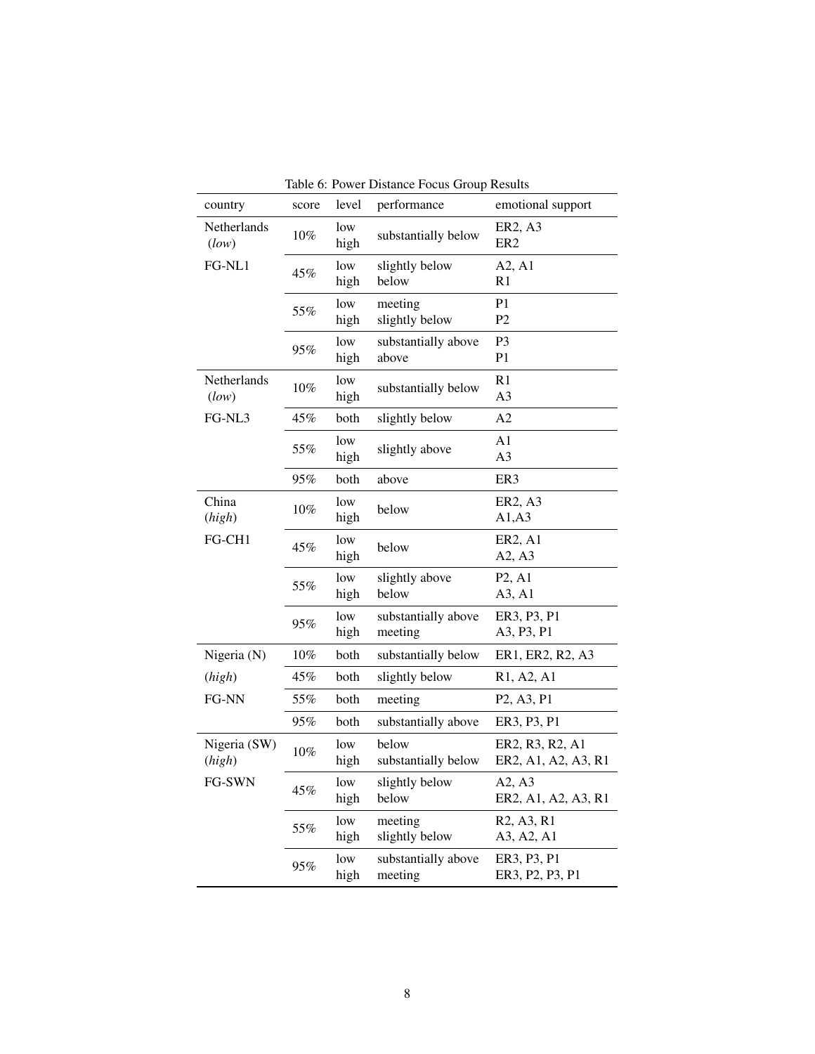Table 6: Power Distance Focus Group Results

| country | score | level | performance | emotional support |
|---|---|---|---|---|
| Netherlands (*low*) FG-NL1 | 10% | low | substantially below | ER2, A3 |
| | | high | substantially below | ER2 |
| | 45% | low | slightly below | A2, A1 |
| | | high | below | R1 |
| | 55% | low | meeting | P1 |
| | | high | slightly below | P2 |
| | 95% | low | substantially above | P3 |
| | | high | above | P1 |
| Netherlands (*low*) FG-NL3 | 10% | low | substantially below | R1 |
| | | high | substantially below | A3 |
| | 45% | both | slightly below | A2 |
| | 55% | low | slightly above | A1 |
| | | high | slightly above | A3 |
| | 95% | both | above | ER3 |
| China (*high*) FG-CH1 | 10% | low | below | ER2, A3 |
| | | high | below | A1,A3 |
| | 45% | low | below | ER2, A1 |
| | | high | below | A2, A3 |
| | 55% | low | slightly above | P2, A1 |
| | | high | below | A3, A1 |
| | 95% | low | substantially above | ER3, P3, P1 |
| | | high | meeting | A3, P3, P1 |
| Nigeria (N) (*high*) FG-NN | 10% | both | substantially below | ER1, ER2, R2, A3 |
| | 45% | both | slightly below | R1, A2, A1 |
| | 55% | both | meeting | P2, A3, P1 |
| | 95% | both | substantially above | ER3, P3, P1 |
| Nigeria (SW) (*high*) FG-SWN | 10% | low | below | ER2, R3, R2, A1 |
| | | high | substantially below | ER2, A1, A2, A3, R1 |
| | 45% | low | slightly below | A2, A3 |
| | | high | below | ER2, A1, A2, A3, R1 |
| | 55% | low | meeting | R2, A3, R1 |
| | | high | slightly below | A3, A2, A1 |
| | 95% | low | substantially above | ER3, P3, P1 |
| | | high | meeting | ER3, P2, P3, P1 |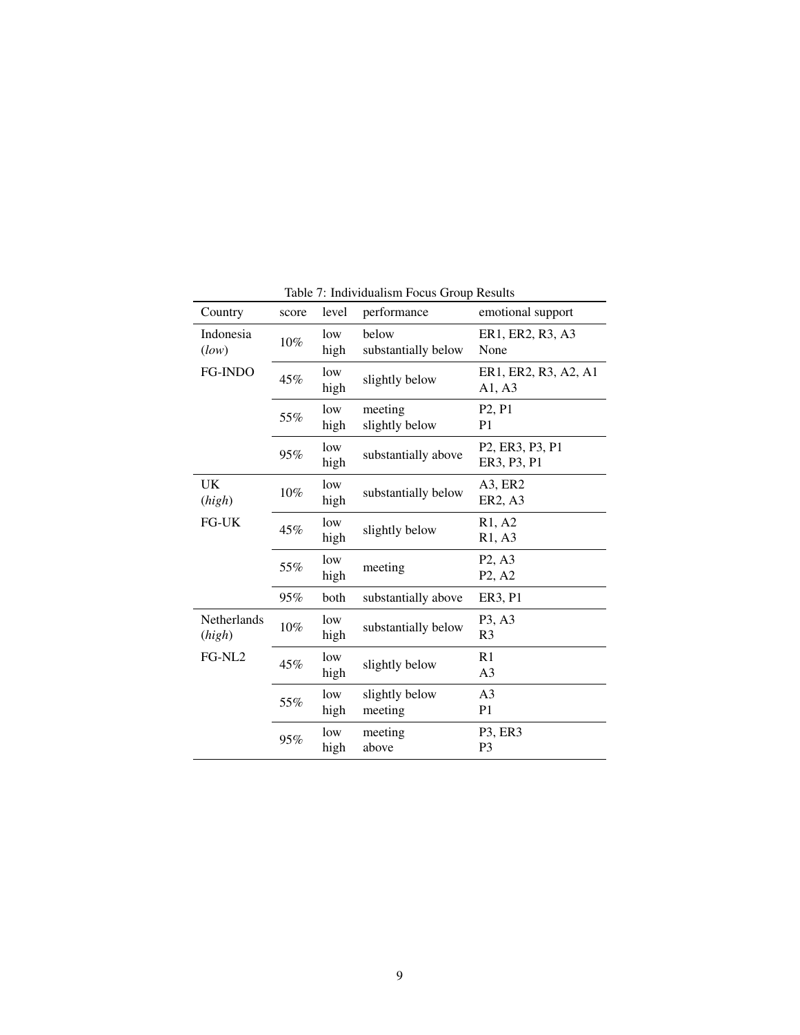Table 7: Individualism Focus Group Results

| Country | score | level | performance | emotional support |
|---|---|---|---|---|
| Indonesia (*low*) | 10% | low | below | ER1, ER2, R3, A3 |
| | | high | substantially below | None |
| FG-INDO | 45% | low | slightly below | ER1, ER2, R3, A2, A1 |
| | | high | | A1, A3 |
| | 55% | low | meeting | P2, P1 |
| | | high | slightly below | P1 |
| | 95% | low | substantially above | P2, ER3, P3, P1 |
| | | high | | ER3, P3, P1 |
| UK (*high*) | 10% | low | substantially below | A3, ER2 |
| | | high | | ER2, A3 |
| FG-UK | 45% | low | slightly below | R1, A2 |
| | | high | | R1, A3 |
| | 55% | low | meeting | P2, A3 |
| | | high | | P2, A2 |
| | 95% | both | substantially above | ER3, P1 |
| Netherlands (*high*) | 10% | low | substantially below | P3, A3 |
| | | high | | R3 |
| FG-NL2 | 45% | low | slightly below | R1 |
| | | high | | A3 |
| | 55% | low | slightly below | A3 |
| | | high | meeting | P1 |
| | 95% | low | meeting | P3, ER3 |
| | | high | above | P3 |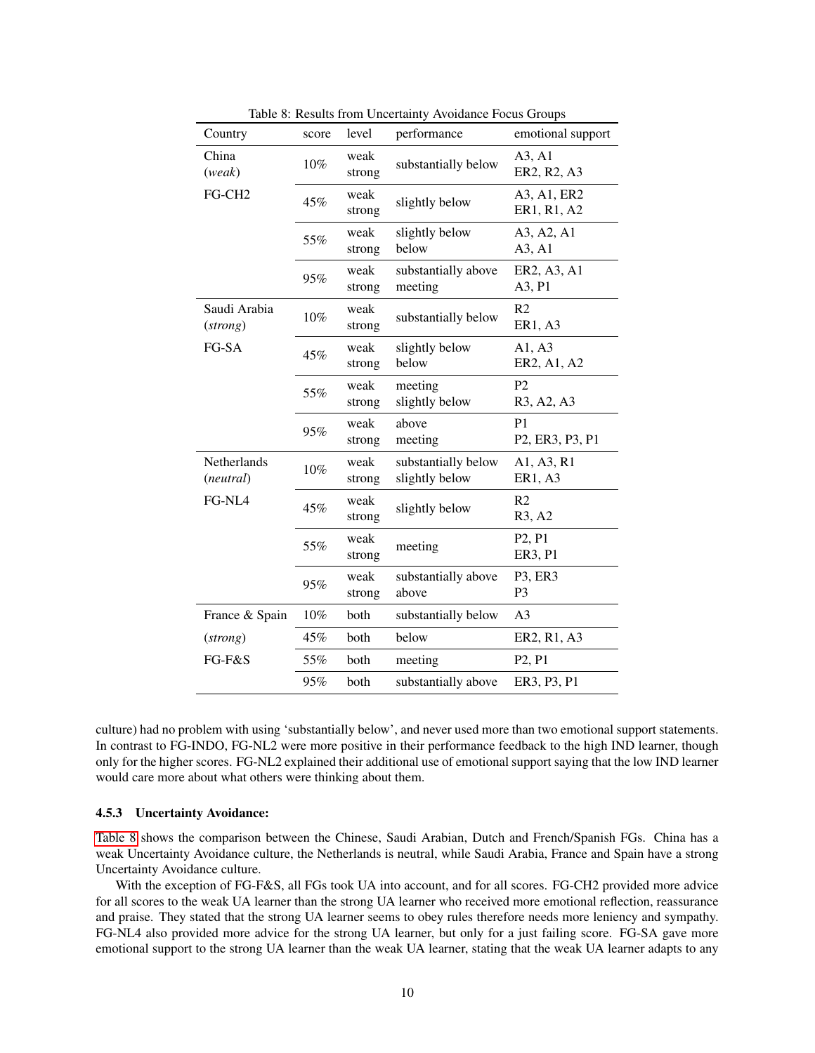Table 8: Results from Uncertainty Avoidance Focus Groups

| Country | score | level | performance | emotional support |
|---|---|---|---|---|
| China (*weak*) FG-CH2 | 10% | weak | substantially below | A3, A1 |
| | | strong | | ER2, R2, A3 |
| | 45% | weak | slightly below | A3, A1, ER2 |
| | | strong | | ER1, R1, A2 |
| | 55% | weak | slightly below | A3, A2, A1 |
| | | strong | below | A3, A1 |
| | 95% | weak | substantially above | ER2, A3, A1 |
| | | strong | meeting | A3, P1 |
| Saudi Arabia (*strong*) FG-SA | 10% | weak | substantially below | R2 |
| | | strong | | ER1, A3 |
| | 45% | weak | slightly below | A1, A3 |
| | | strong | below | ER2, A1, A2 |
| | 55% | weak | meeting | P2 |
| | | strong | slightly below | R3, A2, A3 |
| | 95% | weak | above | P1 |
| | | strong | meeting | P2, ER3, P3, P1 |
| Netherlands (*neutral*) FG-NL4 | 10% | weak | substantially below | A1, A3, R1 |
| | | strong | slightly below | ER1, A3 |
| | 45% | weak | slightly below | R2 |
| | | strong | | R3, A2 |
| | 55% | weak | meeting | P2, P1 |
| | | strong | | ER3, P1 |
| | 95% | weak | substantially above | P3, ER3 |
| | | strong | above | P3 |
| France & Spain (*strong*) FG-F&S | 10% | both | substantially below | A3 |
| | 45% | both | below | ER2, R1, A3 |
| | 55% | both | meeting | P2, P1 |
| | 95% | both | substantially above | ER3, P3, P1 |

culture) had no problem with using 'substantially below', and never used more than two emotional support statements. In contrast to FG-INDO, FG-NL2 were more positive in their performance feedback to the high IND learner, though only for the higher scores. FG-NL2 explained their additional use of emotional support saying that the low IND learner would care more about what others were thinking about them.

### 4.5.3 Uncertainty Avoidance:

Table 8 shows the comparison between the Chinese, Saudi Arabian, Dutch and French/Spanish FGs. China has a weak Uncertainty Avoidance culture, the Netherlands is neutral, while Saudi Arabia, France and Spain have a strong Uncertainty Avoidance culture.

With the exception of FG-F&S, all FGs took UA into account, and for all scores. FG-CH2 provided more advice for all scores to the weak UA learner than the strong UA learner who received more emotional reflection, reassurance and praise. They stated that the strong UA learner seems to obey rules therefore needs more leniency and sympathy. FG-NL4 also provided more advice for the strong UA learner, but only for a just failing score. FG-SA gave more emotional support to the strong UA learner than the weak UA learner, stating that the weak UA learner adapts to any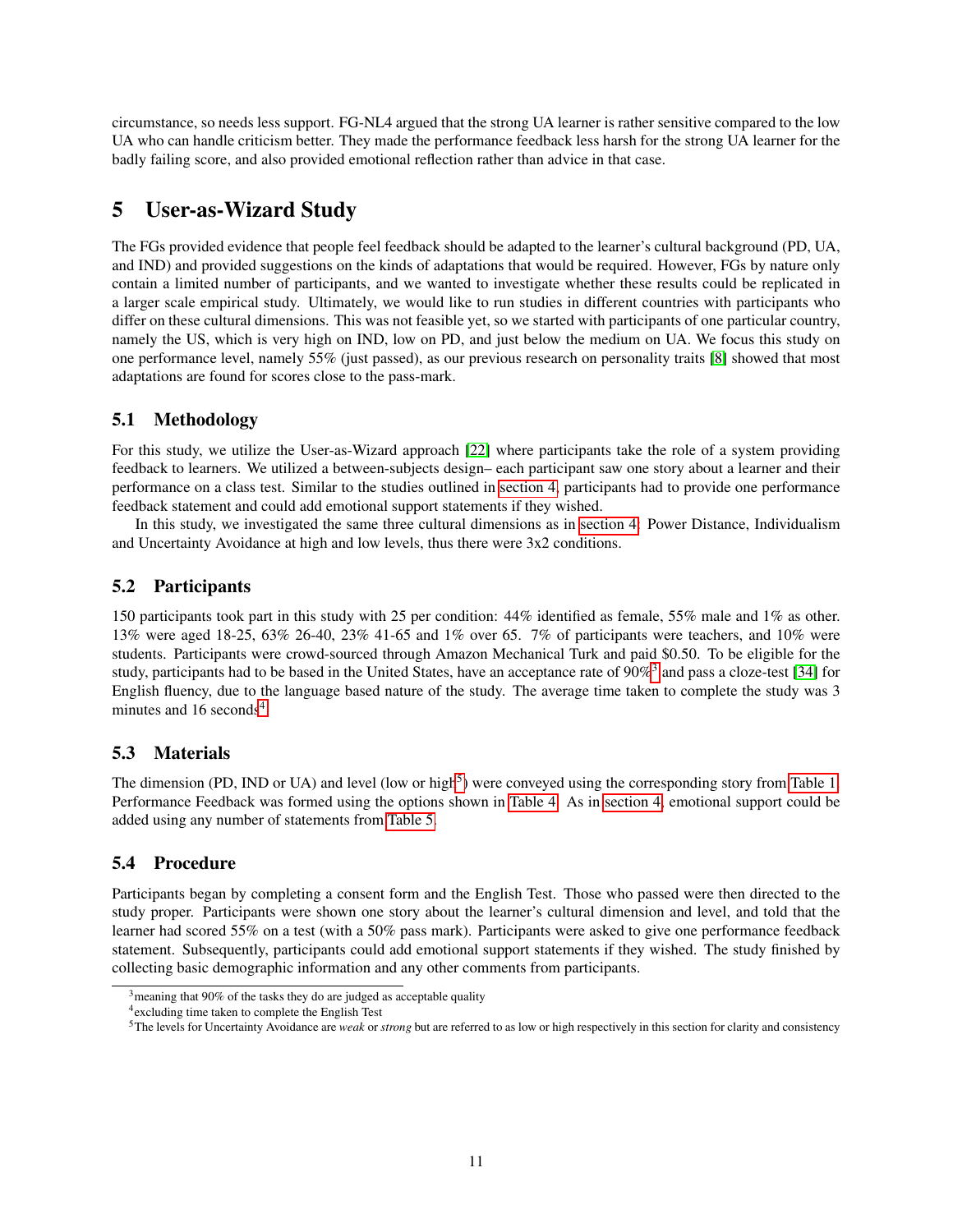circumstance, so needs less support. FG-NL4 argued that the strong UA learner is rather sensitive compared to the low UA who can handle criticism better. They made the performance feedback less harsh for the strong UA learner for the badly failing score, and also provided emotional reflection rather than advice in that case.

# 5 User-as-Wizard Study

The FGs provided evidence that people feel feedback should be adapted to the learner's cultural background (PD, UA, and IND) and provided suggestions on the kinds of adaptations that would be required. However, FGs by nature only contain a limited number of participants, and we wanted to investigate whether these results could be replicated in a larger scale empirical study. Ultimately, we would like to run studies in different countries with participants who differ on these cultural dimensions. This was not feasible yet, so we started with participants of one particular country, namely the US, which is very high on IND, low on PD, and just below the medium on UA. We focus this study on one performance level, namely 55% (just passed), as our previous research on personality traits [8] showed that most adaptations are found for scores close to the pass-mark.

## 5.1 Methodology

For this study, we utilize the User-as-Wizard approach [22] where participants take the role of a system providing feedback to learners. We utilized a between-subjects design– each participant saw one story about a learner and their performance on a class test. Similar to the studies outlined in section 4, participants had to provide one performance feedback statement and could add emotional support statements if they wished.

In this study, we investigated the same three cultural dimensions as in section 4: Power Distance, Individualism and Uncertainty Avoidance at high and low levels, thus there were 3x2 conditions.

## 5.2 Participants

150 participants took part in this study with 25 per condition: 44% identified as female, 55% male and 1% as other. 13% were aged 18-25, 63% 26-40, 23% 41-65 and 1% over 65. 7% of participants were teachers, and 10% were students. Participants were crowd-sourced through Amazon Mechanical Turk and paid $0.50. To be eligible for the study, participants had to be based in the United States, have an acceptance rate of 90%[3] and pass a cloze-test [34] for English fluency, due to the language based nature of the study. The average time taken to complete the study was 3 minutes and 16 seconds[4].

## 5.3 Materials

The dimension (PD, IND or UA) and level (low or high[5]) were conveyed using the corresponding story from Table 1. Performance Feedback was formed using the options shown in Table 4. As in section 4, emotional support could be added using any number of statements from Table 5.

## 5.4 Procedure

Participants began by completing a consent form and the English Test. Those who passed were then directed to the study proper. Participants were shown one story about the learner's cultural dimension and level, and told that the learner had scored 55% on a test (with a 50% pass mark). Participants were asked to give one performance feedback statement. Subsequently, participants could add emotional support statements if they wished. The study finished by collecting basic demographic information and any other comments from participants.

[3] meaning that 90% of the tasks they do are judged as acceptable quality

[4] excluding time taken to complete the English Test

[5] The levels for Uncertainty Avoidance are *weak* or *strong* but are referred to as low or high respectively in this section for clarity and consistency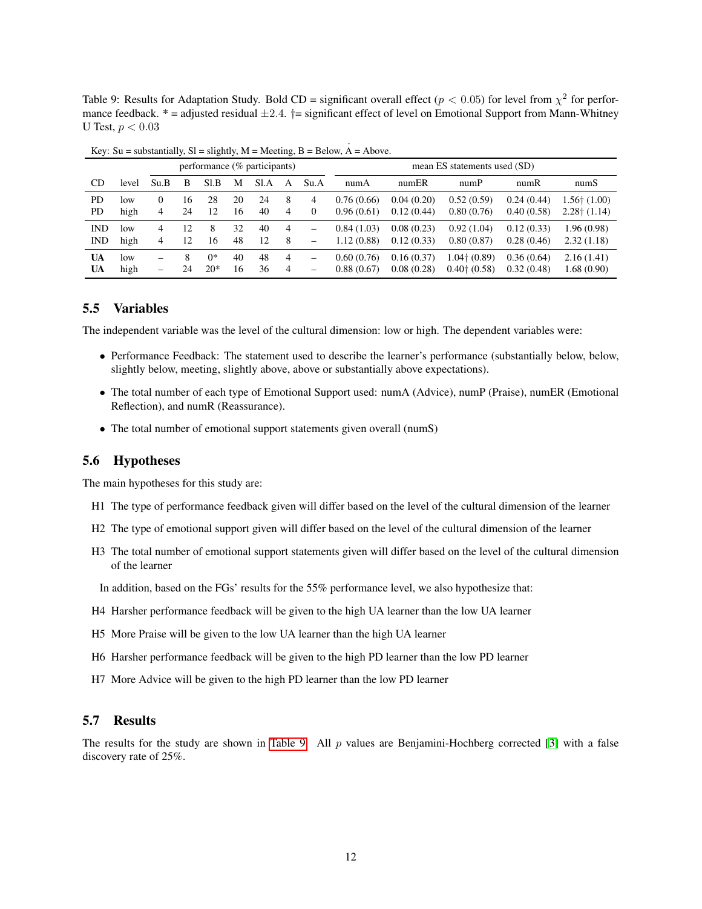Table 9: Results for Adaptation Study. Bold CD = significant overall effect ($p < 0.05$) for level from $\chi^2$ for performance feedback. * = adjusted residual $\pm 2.4$. †= significant effect of level on Emotional Support from Mann-Whitney U Test, $p < 0.03$

Key: Su = substantially, Sl = slightly, M = Meeting, B = Below, A = Above.

| | | performance (% participants) | | | | | | | mean ES statements used (SD) | | | | |
|---|---|---|---|---|---|---|---|---|---|---|---|---|---|
| CD | level | Su.B | B | Sl.B | M | Sl.A | A | Su.A | numA | numER | numP | numR | numS |
| PD | low | 0 | 16 | 28 | 20 | 24 | 8 | 4 | 0.76 (0.66) | 0.04 (0.20) | 0.52 (0.59) | 0.24 (0.44) | 1.56† (1.00) |
| PD | high | 4 | 24 | 12 | 16 | 40 | 4 | 0 | 0.96 (0.61) | 0.12 (0.44) | 0.80 (0.76) | 0.40 (0.58) | 2.28† (1.14) |
| IND | low | 4 | 12 | 8 | 32 | 40 | 4 | – | 0.84 (1.03) | 0.08 (0.23) | 0.92 (1.04) | 0.12 (0.33) | 1.96 (0.98) |
| IND | high | 4 | 12 | 16 | 48 | 12 | 8 | – | 1.12 (0.88) | 0.12 (0.33) | 0.80 (0.87) | 0.28 (0.46) | 2.32 (1.18) |
| **UA** | low | – | 8 | 0* | 40 | 48 | 4 | – | 0.60 (0.76) | 0.16 (0.37) | 1.04† (0.89) | 0.36 (0.64) | 2.16 (1.41) |
| **UA** | high | – | 24 | 20* | 16 | 36 | 4 | – | 0.88 (0.67) | 0.08 (0.28) | 0.40† (0.58) | 0.32 (0.48) | 1.68 (0.90) |

## 5.5 Variables

The independent variable was the level of the cultural dimension: low or high. The dependent variables were:

- Performance Feedback: The statement used to describe the learner's performance (substantially below, below, slightly below, meeting, slightly above, above or substantially above expectations).
- The total number of each type of Emotional Support used: numA (Advice), numP (Praise), numER (Emotional Reflection), and numR (Reassurance).
- The total number of emotional support statements given overall (numS)

## 5.6 Hypotheses

The main hypotheses for this study are:

H1 The type of performance feedback given will differ based on the level of the cultural dimension of the learner

H2 The type of emotional support given will differ based on the level of the cultural dimension of the learner

H3 The total number of emotional support statements given will differ based on the level of the cultural dimension of the learner

In addition, based on the FGs' results for the 55% performance level, we also hypothesize that:

H4 Harsher performance feedback will be given to the high UA learner than the low UA learner

H5 More Praise will be given to the low UA learner than the high UA learner

H6 Harsher performance feedback will be given to the high PD learner than the low PD learner

H7 More Advice will be given to the high PD learner than the low PD learner

## 5.7 Results

The results for the study are shown in Table 9. All $p$ values are Benjamini-Hochberg corrected [3] with a false discovery rate of 25%.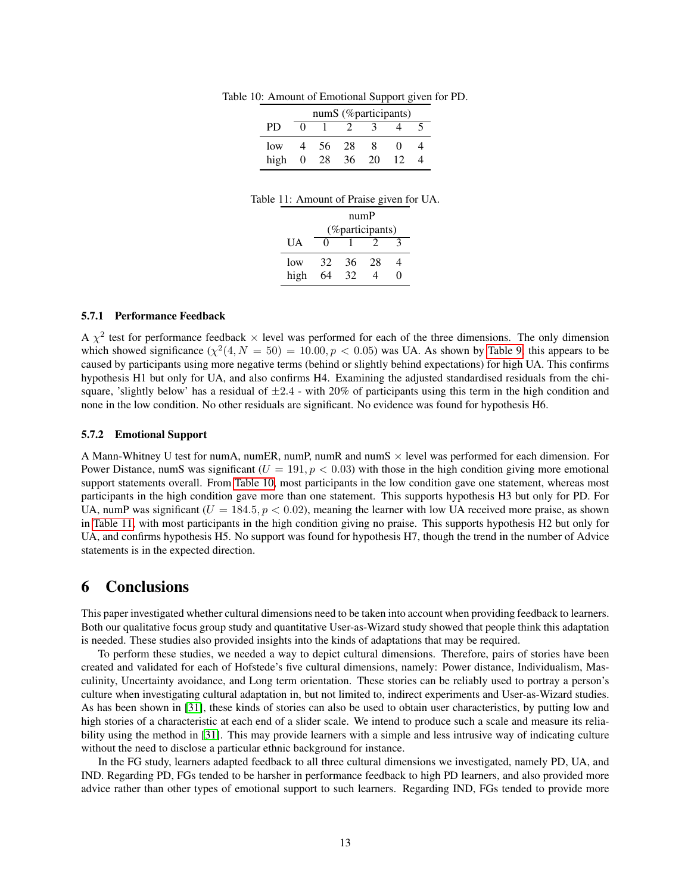Table 10: Amount of Emotional Support given for PD.

| | numS (%participants) | | | | | |
|---|---|---|---|---|---|---|
| PD | 0 | 1 | 2 | 3 | 4 | 5 |
| low | 4 | 56 | 28 | 8 | 0 | 4 |
| high | 0 | 28 | 36 | 20 | 12 | 4 |

Table 11: Amount of Praise given for UA.

| | numP (%participants) | | | |
|---|---|---|---|---|
| UA | 0 | 1 | 2 | 3 |
| low | 32 | 36 | 28 | 4 |
| high | 64 | 32 | 4 | 0 |

### 5.7.1 Performance Feedback

A $\chi^2$ test for performance feedback $\times$ level was performed for each of the three dimensions. The only dimension which showed significance ($\chi^2(4, N = 50) = 10.00, p < 0.05$) was UA. As shown by Table 9, this appears to be caused by participants using more negative terms (behind or slightly behind expectations) for high UA. This confirms hypothesis H1 but only for UA, and also confirms H4. Examining the adjusted standardised residuals from the chi-square, 'slightly below' has a residual of $\pm 2.4$ - with 20% of participants using this term in the high condition and none in the low condition. No other residuals are significant. No evidence was found for hypothesis H6.

### 5.7.2 Emotional Support

A Mann-Whitney U test for numA, numER, numP, numR and numS $\times$ level was performed for each dimension. For Power Distance, numS was significant ($U = 191, p < 0.03$) with those in the high condition giving more emotional support statements overall. From Table 10, most participants in the low condition gave one statement, whereas most participants in the high condition gave more than one statement. This supports hypothesis H3 but only for PD. For UA, numP was significant ($U = 184.5, p < 0.02$), meaning the learner with low UA received more praise, as shown in Table 11, with most participants in the high condition giving no praise. This supports hypothesis H2 but only for UA, and confirms hypothesis H5. No support was found for hypothesis H7, though the trend in the number of Advice statements is in the expected direction.

# 6 Conclusions

This paper investigated whether cultural dimensions need to be taken into account when providing feedback to learners. Both our qualitative focus group study and quantitative User-as-Wizard study showed that people think this adaptation is needed. These studies also provided insights into the kinds of adaptations that may be required.

To perform these studies, we needed a way to depict cultural dimensions. Therefore, pairs of stories have been created and validated for each of Hofstede's five cultural dimensions, namely: Power distance, Individualism, Masculinity, Uncertainty avoidance, and Long term orientation. These stories can be reliably used to portray a person's culture when investigating cultural adaptation in, but not limited to, indirect experiments and User-as-Wizard studies. As has been shown in [31], these kinds of stories can also be used to obtain user characteristics, by putting low and high stories of a characteristic at each end of a slider scale. We intend to produce such a scale and measure its reliability using the method in [31]. This may provide learners with a simple and less intrusive way of indicating culture without the need to disclose a particular ethnic background for instance.

In the FG study, learners adapted feedback to all three cultural dimensions we investigated, namely PD, UA, and IND. Regarding PD, FGs tended to be harsher in performance feedback to high PD learners, and also provided more advice rather than other types of emotional support to such learners. Regarding IND, FGs tended to provide more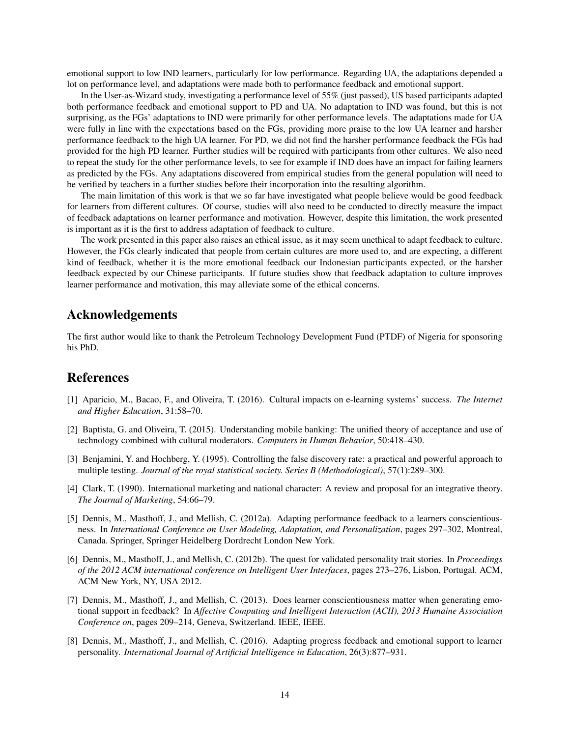emotional support to low IND learners, particularly for low performance. Regarding UA, the adaptations depended a lot on performance level, and adaptations were made both to performance feedback and emotional support.

In the User-as-Wizard study, investigating a performance level of 55% (just passed), US based participants adapted both performance feedback and emotional support to PD and UA. No adaptation to IND was found, but this is not surprising, as the FGs' adaptations to IND were primarily for other performance levels. The adaptations made for UA were fully in line with the expectations based on the FGs, providing more praise to the low UA learner and harsher performance feedback to the high UA learner. For PD, we did not find the harsher performance feedback the FGs had provided for the high PD learner. Further studies will be required with participants from other cultures. We also need to repeat the study for the other performance levels, to see for example if IND does have an impact for failing learners as predicted by the FGs. Any adaptations discovered from empirical studies from the general population will need to be verified by teachers in a further studies before their incorporation into the resulting algorithm.

The main limitation of this work is that we so far have investigated what people believe would be good feedback for learners from different cultures. Of course, studies will also need to be conducted to directly measure the impact of feedback adaptations on learner performance and motivation. However, despite this limitation, the work presented is important as it is the first to address adaptation of feedback to culture.

The work presented in this paper also raises an ethical issue, as it may seem unethical to adapt feedback to culture. However, the FGs clearly indicated that people from certain cultures are more used to, and are expecting, a different kind of feedback, whether it is the more emotional feedback our Indonesian participants expected, or the harsher feedback expected by our Chinese participants. If future studies show that feedback adaptation to culture improves learner performance and motivation, this may alleviate some of the ethical concerns.

## Acknowledgements

The first author would like to thank the Petroleum Technology Development Fund (PTDF) of Nigeria for sponsoring his PhD.

## References

[1] Aparicio, M., Bacao, F., and Oliveira, T. (2016). Cultural impacts on e-learning systems' success. *The Internet and Higher Education*, 31:58–70.

[2] Baptista, G. and Oliveira, T. (2015). Understanding mobile banking: The unified theory of acceptance and use of technology combined with cultural moderators. *Computers in Human Behavior*, 50:418–430.

[3] Benjamini, Y. and Hochberg, Y. (1995). Controlling the false discovery rate: a practical and powerful approach to multiple testing. *Journal of the royal statistical society. Series B (Methodological)*, 57(1):289–300.

[4] Clark, T. (1990). International marketing and national character: A review and proposal for an integrative theory. *The Journal of Marketing*, 54:66–79.

[5] Dennis, M., Masthoff, J., and Mellish, C. (2012a). Adapting performance feedback to a learners conscientiousness. In *International Conference on User Modeling, Adaptation, and Personalization*, pages 297–302, Montreal, Canada. Springer, Springer Heidelberg Dordrecht London New York.

[6] Dennis, M., Masthoff, J., and Mellish, C. (2012b). The quest for validated personality trait stories. In *Proceedings of the 2012 ACM international conference on Intelligent User Interfaces*, pages 273–276, Lisbon, Portugal. ACM, ACM New York, NY, USA 2012.

[7] Dennis, M., Masthoff, J., and Mellish, C. (2013). Does learner conscientiousness matter when generating emotional support in feedback? In *Affective Computing and Intelligent Interaction (ACII), 2013 Humaine Association Conference on*, pages 209–214, Geneva, Switzerland. IEEE, IEEE.

[8] Dennis, M., Masthoff, J., and Mellish, C. (2016). Adapting progress feedback and emotional support to learner personality. *International Journal of Artificial Intelligence in Education*, 26(3):877–931.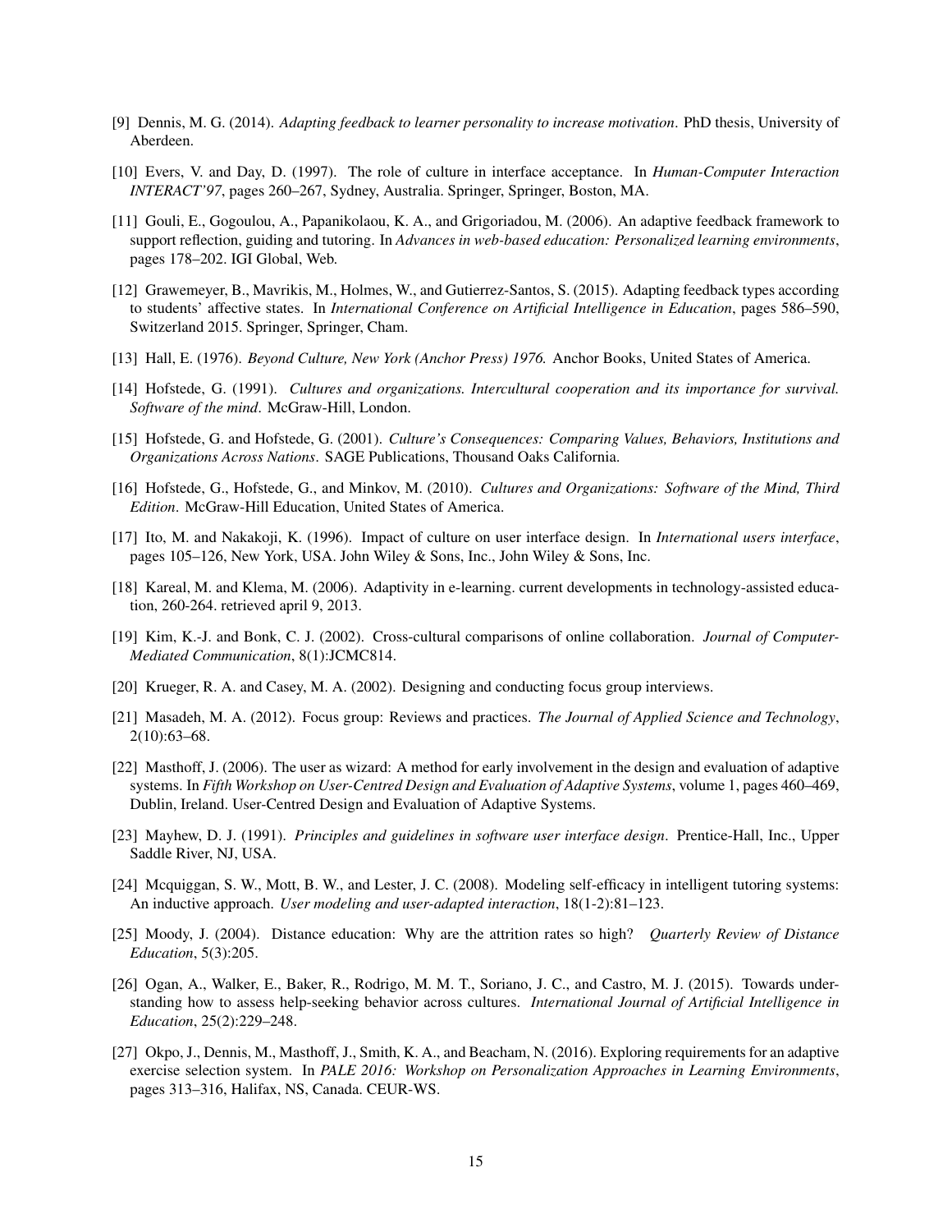[9] Dennis, M. G. (2014). *Adapting feedback to learner personality to increase motivation*. PhD thesis, University of Aberdeen.

[10] Evers, V. and Day, D. (1997). The role of culture in interface acceptance. In *Human-Computer Interaction INTERACT'97*, pages 260–267, Sydney, Australia. Springer, Springer, Boston, MA.

[11] Gouli, E., Gogoulou, A., Papanikolaou, K. A., and Grigoriadou, M. (2006). An adaptive feedback framework to support reflection, guiding and tutoring. In *Advances in web-based education: Personalized learning environments*, pages 178–202. IGI Global, Web.

[12] Grawemeyer, B., Mavrikis, M., Holmes, W., and Gutierrez-Santos, S. (2015). Adapting feedback types according to students' affective states. In *International Conference on Artificial Intelligence in Education*, pages 586–590, Switzerland 2015. Springer, Springer, Cham.

[13] Hall, E. (1976). *Beyond Culture, New York (Anchor Press) 1976.* Anchor Books, United States of America.

[14] Hofstede, G. (1991). *Cultures and organizations. Intercultural cooperation and its importance for survival. Software of the mind*. McGraw-Hill, London.

[15] Hofstede, G. and Hofstede, G. (2001). *Culture's Consequences: Comparing Values, Behaviors, Institutions and Organizations Across Nations*. SAGE Publications, Thousand Oaks California.

[16] Hofstede, G., Hofstede, G., and Minkov, M. (2010). *Cultures and Organizations: Software of the Mind, Third Edition*. McGraw-Hill Education, United States of America.

[17] Ito, M. and Nakakoji, K. (1996). Impact of culture on user interface design. In *International users interface*, pages 105–126, New York, USA. John Wiley & Sons, Inc., John Wiley & Sons, Inc.

[18] Kareal, M. and Klema, M. (2006). Adaptivity in e-learning. current developments in technology-assisted education, 260-264. retrieved april 9, 2013.

[19] Kim, K.-J. and Bonk, C. J. (2002). Cross-cultural comparisons of online collaboration. *Journal of Computer-Mediated Communication*, 8(1):JCMC814.

[20] Krueger, R. A. and Casey, M. A. (2002). Designing and conducting focus group interviews.

[21] Masadeh, M. A. (2012). Focus group: Reviews and practices. *The Journal of Applied Science and Technology*, 2(10):63–68.

[22] Masthoff, J. (2006). The user as wizard: A method for early involvement in the design and evaluation of adaptive systems. In *Fifth Workshop on User-Centred Design and Evaluation of Adaptive Systems*, volume 1, pages 460–469, Dublin, Ireland. User-Centred Design and Evaluation of Adaptive Systems.

[23] Mayhew, D. J. (1991). *Principles and guidelines in software user interface design*. Prentice-Hall, Inc., Upper Saddle River, NJ, USA.

[24] Mcquiggan, S. W., Mott, B. W., and Lester, J. C. (2008). Modeling self-efficacy in intelligent tutoring systems: An inductive approach. *User modeling and user-adapted interaction*, 18(1-2):81–123.

[25] Moody, J. (2004). Distance education: Why are the attrition rates so high? *Quarterly Review of Distance Education*, 5(3):205.

[26] Ogan, A., Walker, E., Baker, R., Rodrigo, M. M. T., Soriano, J. C., and Castro, M. J. (2015). Towards understanding how to assess help-seeking behavior across cultures. *International Journal of Artificial Intelligence in Education*, 25(2):229–248.

[27] Okpo, J., Dennis, M., Masthoff, J., Smith, K. A., and Beacham, N. (2016). Exploring requirements for an adaptive exercise selection system. In *PALE 2016: Workshop on Personalization Approaches in Learning Environments*, pages 313–316, Halifax, NS, Canada. CEUR-WS.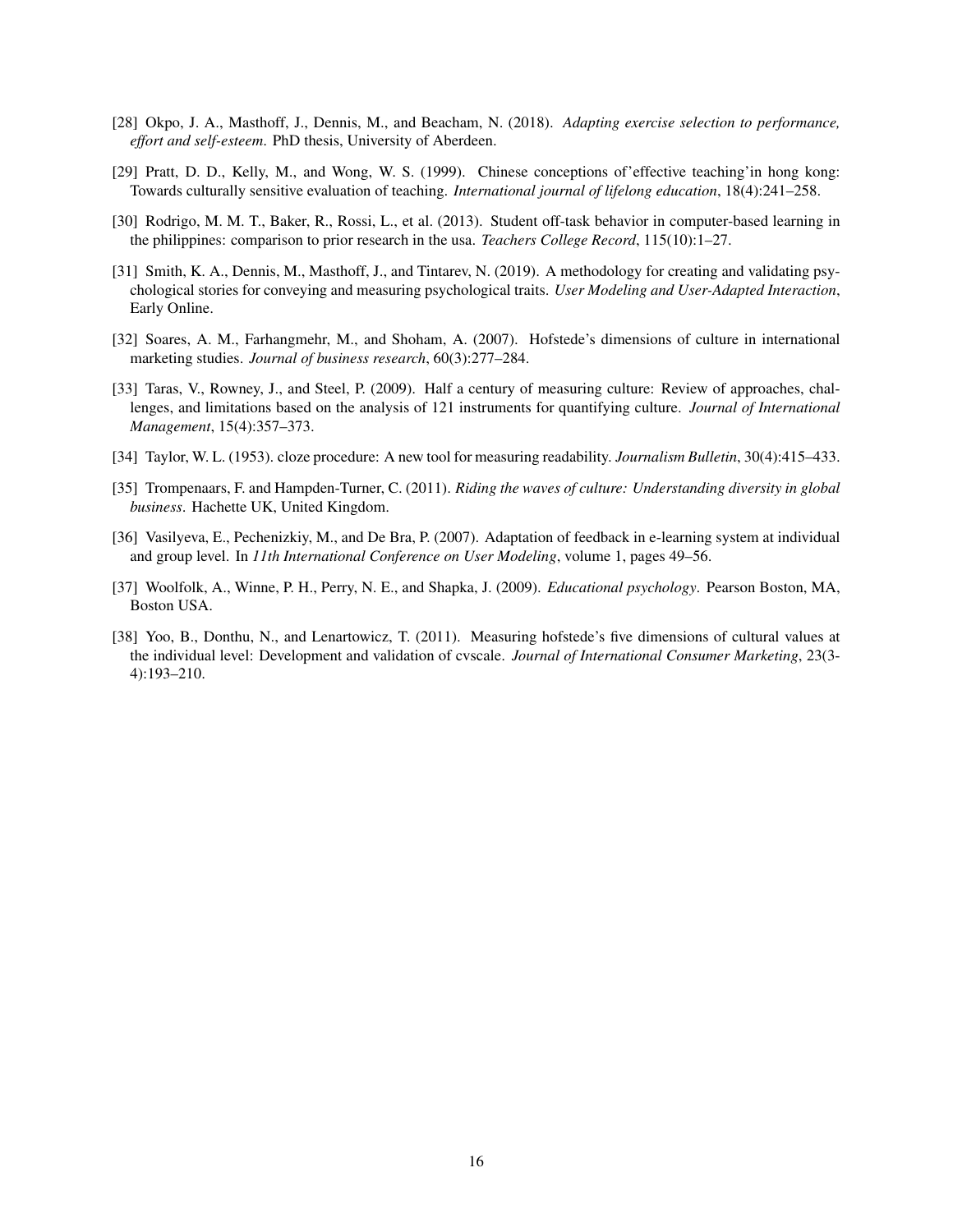[28] Okpo, J. A., Masthoff, J., Dennis, M., and Beacham, N. (2018). *Adapting exercise selection to performance, effort and self-esteem*. PhD thesis, University of Aberdeen.

[29] Pratt, D. D., Kelly, M., and Wong, W. S. (1999). Chinese conceptions of'effective teaching'in hong kong: Towards culturally sensitive evaluation of teaching. *International journal of lifelong education*, 18(4):241–258.

[30] Rodrigo, M. M. T., Baker, R., Rossi, L., et al. (2013). Student off-task behavior in computer-based learning in the philippines: comparison to prior research in the usa. *Teachers College Record*, 115(10):1–27.

[31] Smith, K. A., Dennis, M., Masthoff, J., and Tintarev, N. (2019). A methodology for creating and validating psychological stories for conveying and measuring psychological traits. *User Modeling and User-Adapted Interaction*, Early Online.

[32] Soares, A. M., Farhangmehr, M., and Shoham, A. (2007). Hofstede's dimensions of culture in international marketing studies. *Journal of business research*, 60(3):277–284.

[33] Taras, V., Rowney, J., and Steel, P. (2009). Half a century of measuring culture: Review of approaches, challenges, and limitations based on the analysis of 121 instruments for quantifying culture. *Journal of International Management*, 15(4):357–373.

[34] Taylor, W. L. (1953). cloze procedure: A new tool for measuring readability. *Journalism Bulletin*, 30(4):415–433.

[35] Trompenaars, F. and Hampden-Turner, C. (2011). *Riding the waves of culture: Understanding diversity in global business*. Hachette UK, United Kingdom.

[36] Vasilyeva, E., Pechenizkiy, M., and De Bra, P. (2007). Adaptation of feedback in e-learning system at individual and group level. In *11th International Conference on User Modeling*, volume 1, pages 49–56.

[37] Woolfolk, A., Winne, P. H., Perry, N. E., and Shapka, J. (2009). *Educational psychology*. Pearson Boston, MA, Boston USA.

[38] Yoo, B., Donthu, N., and Lenartowicz, T. (2011). Measuring hofstede's five dimensions of cultural values at the individual level: Development and validation of cvscale. *Journal of International Consumer Marketing*, 23(3-4):193–210.